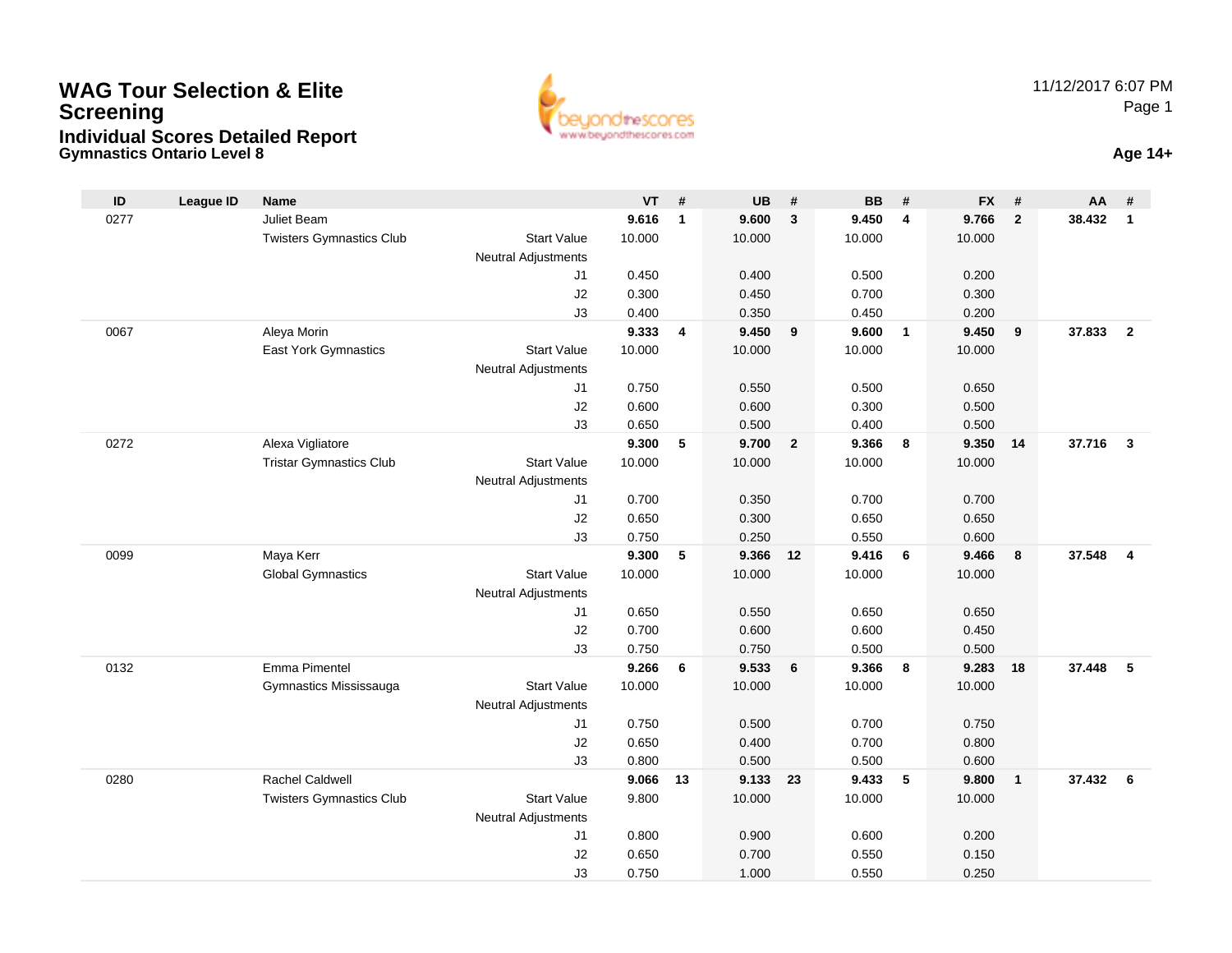# WAG Tour Selection & Elite Screening

## Individual Scores Detailed Report

### Gymnastics Ontario Level 8

11/12/2017 6:07 PM

**Age 14+**

| ID | League ID | Name | | VT | # | UB | # | BB | # | FX | # | AA | # |
|---|---|---|---|---|---|---|---|---|---|---|---|---|---|
| 0277 | | Juliet Beam | | **9.616** | **1** | **9.600** | **3** | **9.450** | **4** | **9.766** | **2** | **38.432** | **1** |
| | | Twisters Gymnastics Club | Start Value | 10.000 | | 10.000 | | 10.000 | | 10.000 | | | |
| | | | Neutral Adjustments | | | | | | | | | | |
| | | | J1 | 0.450 | | 0.400 | | 0.500 | | 0.200 | | | |
| | | | J2 | 0.300 | | 0.450 | | 0.700 | | 0.300 | | | |
| | | | J3 | 0.400 | | 0.350 | | 0.450 | | 0.200 | | | |
| 0067 | | Aleya Morin | | **9.333** | **4** | **9.450** | **9** | **9.600** | **1** | **9.450** | **9** | **37.833** | **2** |
| | | East York Gymnastics | Start Value | 10.000 | | 10.000 | | 10.000 | | 10.000 | | | |
| | | | Neutral Adjustments | | | | | | | | | | |
| | | | J1 | 0.750 | | 0.550 | | 0.500 | | 0.650 | | | |
| | | | J2 | 0.600 | | 0.600 | | 0.300 | | 0.500 | | | |
| | | | J3 | 0.650 | | 0.500 | | 0.400 | | 0.500 | | | |
| 0272 | | Alexa Vigliatore | | **9.300** | **5** | **9.700** | **2** | **9.366** | **8** | **9.350** | **14** | **37.716** | **3** |
| | | Tristar Gymnastics Club | Start Value | 10.000 | | 10.000 | | 10.000 | | 10.000 | | | |
| | | | Neutral Adjustments | | | | | | | | | | |
| | | | J1 | 0.700 | | 0.350 | | 0.700 | | 0.700 | | | |
| | | | J2 | 0.650 | | 0.300 | | 0.650 | | 0.650 | | | |
| | | | J3 | 0.750 | | 0.250 | | 0.550 | | 0.600 | | | |
| 0099 | | Maya Kerr | | **9.300** | **5** | **9.366** | **12** | **9.416** | **6** | **9.466** | **8** | **37.548** | **4** |
| | | Global Gymnastics | Start Value | 10.000 | | 10.000 | | 10.000 | | 10.000 | | | |
| | | | Neutral Adjustments | | | | | | | | | | |
| | | | J1 | 0.650 | | 0.550 | | 0.650 | | 0.650 | | | |
| | | | J2 | 0.700 | | 0.600 | | 0.600 | | 0.450 | | | |
| | | | J3 | 0.750 | | 0.750 | | 0.500 | | 0.500 | | | |
| 0132 | | Emma Pimentel | | **9.266** | **6** | **9.533** | **6** | **9.366** | **8** | **9.283** | **18** | **37.448** | **5** |
| | | Gymnastics Mississauga | Start Value | 10.000 | | 10.000 | | 10.000 | | 10.000 | | | |
| | | | Neutral Adjustments | | | | | | | | | | |
| | | | J1 | 0.750 | | 0.500 | | 0.700 | | 0.750 | | | |
| | | | J2 | 0.650 | | 0.400 | | 0.700 | | 0.800 | | | |
| | | | J3 | 0.800 | | 0.500 | | 0.500 | | 0.600 | | | |
| 0280 | | Rachel Caldwell | | **9.066** | **13** | **9.133** | **23** | **9.433** | **5** | **9.800** | **1** | **37.432** | **6** |
| | | Twisters Gymnastics Club | Start Value | 9.800 | | 10.000 | | 10.000 | | 10.000 | | | |
| | | | Neutral Adjustments | | | | | | | | | | |
| | | | J1 | 0.800 | | 0.900 | | 0.600 | | 0.200 | | | |
| | | | J2 | 0.650 | | 0.700 | | 0.550 | | 0.150 | | | |
| | | | J3 | 0.750 | | 1.000 | | 0.550 | | 0.250 | | | |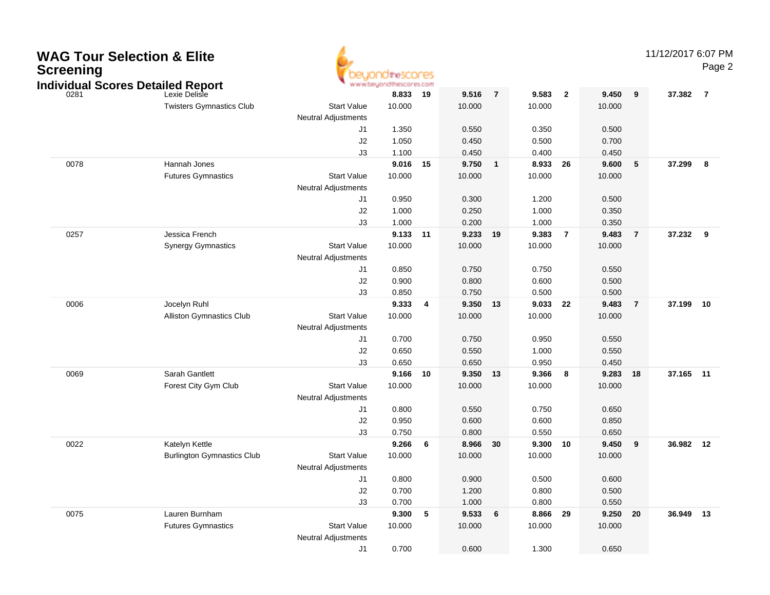# WAG Tour Selection & Elite Screening

## Individual Scores Detailed Report

11/12/2017 6:07 PM

| Num | Name / Club | | Vault | Rank | Bars | Rank | Beam | Rank | Floor | Rank | AA | Rank |
|---|---|---|---|---|---|---|---|---|---|---|---|---|
| 0281 | Lexie Delisle | | **8.833** | **19** | **9.516** | **7** | **9.583** | **2** | **9.450** | **9** | **37.382** | **7** |
| | Twisters Gymnastics Club | Start Value | 10.000 | | 10.000 | | 10.000 | | 10.000 | | | |
| | | Neutral Adjustments | | | | | | | | | | |
| | | J1 | 1.350 | | 0.550 | | 0.350 | | 0.500 | | | |
| | | J2 | 1.050 | | 0.450 | | 0.500 | | 0.700 | | | |
| | | J3 | 1.100 | | 0.450 | | 0.400 | | 0.450 | | | |
| 0078 | Hannah Jones | | **9.016** | **15** | **9.750** | **1** | **8.933** | **26** | **9.600** | **5** | **37.299** | **8** |
| | Futures Gymnastics | Start Value | 10.000 | | 10.000 | | 10.000 | | 10.000 | | | |
| | | Neutral Adjustments | | | | | | | | | | |
| | | J1 | 0.950 | | 0.300 | | 1.200 | | 0.500 | | | |
| | | J2 | 1.000 | | 0.250 | | 1.000 | | 0.350 | | | |
| | | J3 | 1.000 | | 0.200 | | 1.000 | | 0.350 | | | |
| 0257 | Jessica French | | **9.133** | **11** | **9.233** | **19** | **9.383** | **7** | **9.483** | **7** | **37.232** | **9** |
| | Synergy Gymnastics | Start Value | 10.000 | | 10.000 | | 10.000 | | 10.000 | | | |
| | | Neutral Adjustments | | | | | | | | | | |
| | | J1 | 0.850 | | 0.750 | | 0.750 | | 0.550 | | | |
| | | J2 | 0.900 | | 0.800 | | 0.600 | | 0.500 | | | |
| | | J3 | 0.850 | | 0.750 | | 0.500 | | 0.500 | | | |
| 0006 | Jocelyn Ruhl | | **9.333** | **4** | **9.350** | **13** | **9.033** | **22** | **9.483** | **7** | **37.199** | **10** |
| | Alliston Gymnastics Club | Start Value | 10.000 | | 10.000 | | 10.000 | | 10.000 | | | |
| | | Neutral Adjustments | | | | | | | | | | |
| | | J1 | 0.700 | | 0.750 | | 0.950 | | 0.550 | | | |
| | | J2 | 0.650 | | 0.550 | | 1.000 | | 0.550 | | | |
| | | J3 | 0.650 | | 0.650 | | 0.950 | | 0.450 | | | |
| 0069 | Sarah Gantlett | | **9.166** | **10** | **9.350** | **13** | **9.366** | **8** | **9.283** | **18** | **37.165** | **11** |
| | Forest City Gym Club | Start Value | 10.000 | | 10.000 | | 10.000 | | 10.000 | | | |
| | | Neutral Adjustments | | | | | | | | | | |
| | | J1 | 0.800 | | 0.550 | | 0.750 | | 0.650 | | | |
| | | J2 | 0.950 | | 0.600 | | 0.600 | | 0.850 | | | |
| | | J3 | 0.750 | | 0.800 | | 0.550 | | 0.650 | | | |
| 0022 | Katelyn Kettle | | **9.266** | **6** | **8.966** | **30** | **9.300** | **10** | **9.450** | **9** | **36.982** | **12** |
| | Burlington Gymnastics Club | Start Value | 10.000 | | 10.000 | | 10.000 | | 10.000 | | | |
| | | Neutral Adjustments | | | | | | | | | | |
| | | J1 | 0.800 | | 0.900 | | 0.500 | | 0.600 | | | |
| | | J2 | 0.700 | | 1.200 | | 0.800 | | 0.500 | | | |
| | | J3 | 0.700 | | 1.000 | | 0.800 | | 0.550 | | | |
| 0075 | Lauren Burnham | | **9.300** | **5** | **9.533** | **6** | **8.866** | **29** | **9.250** | **20** | **36.949** | **13** |
| | Futures Gymnastics | Start Value | 10.000 | | 10.000 | | 10.000 | | 10.000 | | | |
| | | Neutral Adjustments | | | | | | | | | | |
| | | J1 | 0.700 | | 0.600 | | 1.300 | | 0.650 | | | |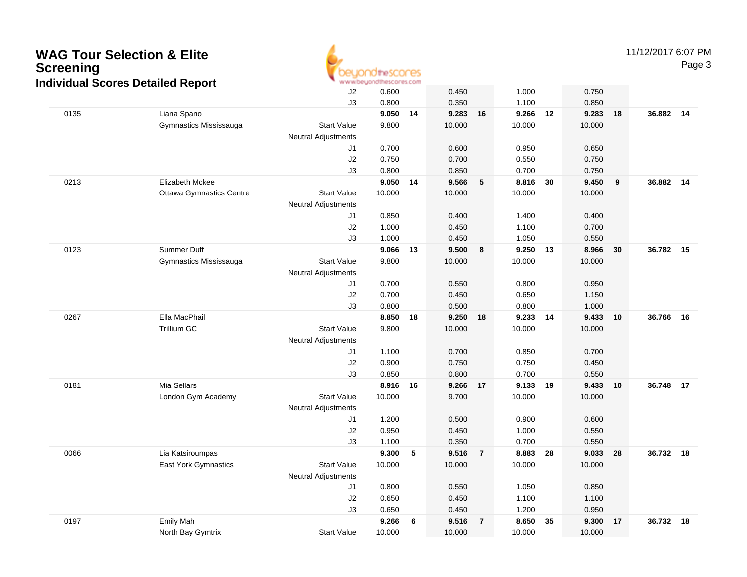# WAG Tour Selection & Elite Screening

## Individual Scores Detailed Report

11/12/2017 6:07 PM

| Bib | Name / Club | | Vault | Rank | Bars | Rank | Beam | Rank | Floor | Rank | AA | Rank |
|---|---|---|---|---|---|---|---|---|---|---|---|---|
| | | J2 | 0.600 | | 0.450 | | 1.000 | | 0.750 | | | |
| | | J3 | 0.800 | | 0.350 | | 1.100 | | 0.850 | | | |
| 0135 | Liana Spano | | **9.050** | **14** | **9.283** | **16** | **9.266** | **12** | **9.283** | **18** | **36.882** | **14** |
| | Gymnastics Mississauga | Start Value | 9.800 | | 10.000 | | 10.000 | | 10.000 | | | |
| | | Neutral Adjustments | | | | | | | | | | |
| | | J1 | 0.700 | | 0.600 | | 0.950 | | 0.650 | | | |
| | | J2 | 0.750 | | 0.700 | | 0.550 | | 0.750 | | | |
| | | J3 | 0.800 | | 0.850 | | 0.700 | | 0.750 | | | |
| 0213 | Elizabeth Mckee | | **9.050** | **14** | **9.566** | **5** | **8.816** | **30** | **9.450** | **9** | **36.882** | **14** |
| | Ottawa Gymnastics Centre | Start Value | 10.000 | | 10.000 | | 10.000 | | 10.000 | | | |
| | | Neutral Adjustments | | | | | | | | | | |
| | | J1 | 0.850 | | 0.400 | | 1.400 | | 0.400 | | | |
| | | J2 | 1.000 | | 0.450 | | 1.100 | | 0.700 | | | |
| | | J3 | 1.000 | | 0.450 | | 1.050 | | 0.550 | | | |
| 0123 | Summer Duff | | **9.066** | **13** | **9.500** | **8** | **9.250** | **13** | **8.966** | **30** | **36.782** | **15** |
| | Gymnastics Mississauga | Start Value | 9.800 | | 10.000 | | 10.000 | | 10.000 | | | |
| | | Neutral Adjustments | | | | | | | | | | |
| | | J1 | 0.700 | | 0.550 | | 0.800 | | 0.950 | | | |
| | | J2 | 0.700 | | 0.450 | | 0.650 | | 1.150 | | | |
| | | J3 | 0.800 | | 0.500 | | 0.800 | | 1.000 | | | |
| 0267 | Ella MacPhail | | **8.850** | **18** | **9.250** | **18** | **9.233** | **14** | **9.433** | **10** | **36.766** | **16** |
| | Trillium GC | Start Value | 9.800 | | 10.000 | | 10.000 | | 10.000 | | | |
| | | Neutral Adjustments | | | | | | | | | | |
| | | J1 | 1.100 | | 0.700 | | 0.850 | | 0.700 | | | |
| | | J2 | 0.900 | | 0.750 | | 0.750 | | 0.450 | | | |
| | | J3 | 0.850 | | 0.800 | | 0.700 | | 0.550 | | | |
| 0181 | Mia Sellars | | **8.916** | **16** | **9.266** | **17** | **9.133** | **19** | **9.433** | **10** | **36.748** | **17** |
| | London Gym Academy | Start Value | 10.000 | | 9.700 | | 10.000 | | 10.000 | | | |
| | | Neutral Adjustments | | | | | | | | | | |
| | | J1 | 1.200 | | 0.500 | | 0.900 | | 0.600 | | | |
| | | J2 | 0.950 | | 0.450 | | 1.000 | | 0.550 | | | |
| | | J3 | 1.100 | | 0.350 | | 0.700 | | 0.550 | | | |
| 0066 | Lia Katsiroumpas | | **9.300** | **5** | **9.516** | **7** | **8.883** | **28** | **9.033** | **28** | **36.732** | **18** |
| | East York Gymnastics | Start Value | 10.000 | | 10.000 | | 10.000 | | 10.000 | | | |
| | | Neutral Adjustments | | | | | | | | | | |
| | | J1 | 0.800 | | 0.550 | | 1.050 | | 0.850 | | | |
| | | J2 | 0.650 | | 0.450 | | 1.100 | | 1.100 | | | |
| | | J3 | 0.650 | | 0.450 | | 1.200 | | 0.950 | | | |
| 0197 | Emily Mah | | **9.266** | **6** | **9.516** | **7** | **8.650** | **35** | **9.300** | **17** | **36.732** | **18** |
| | North Bay Gymtrix | Start Value | 10.000 | | 10.000 | | 10.000 | | 10.000 | | | |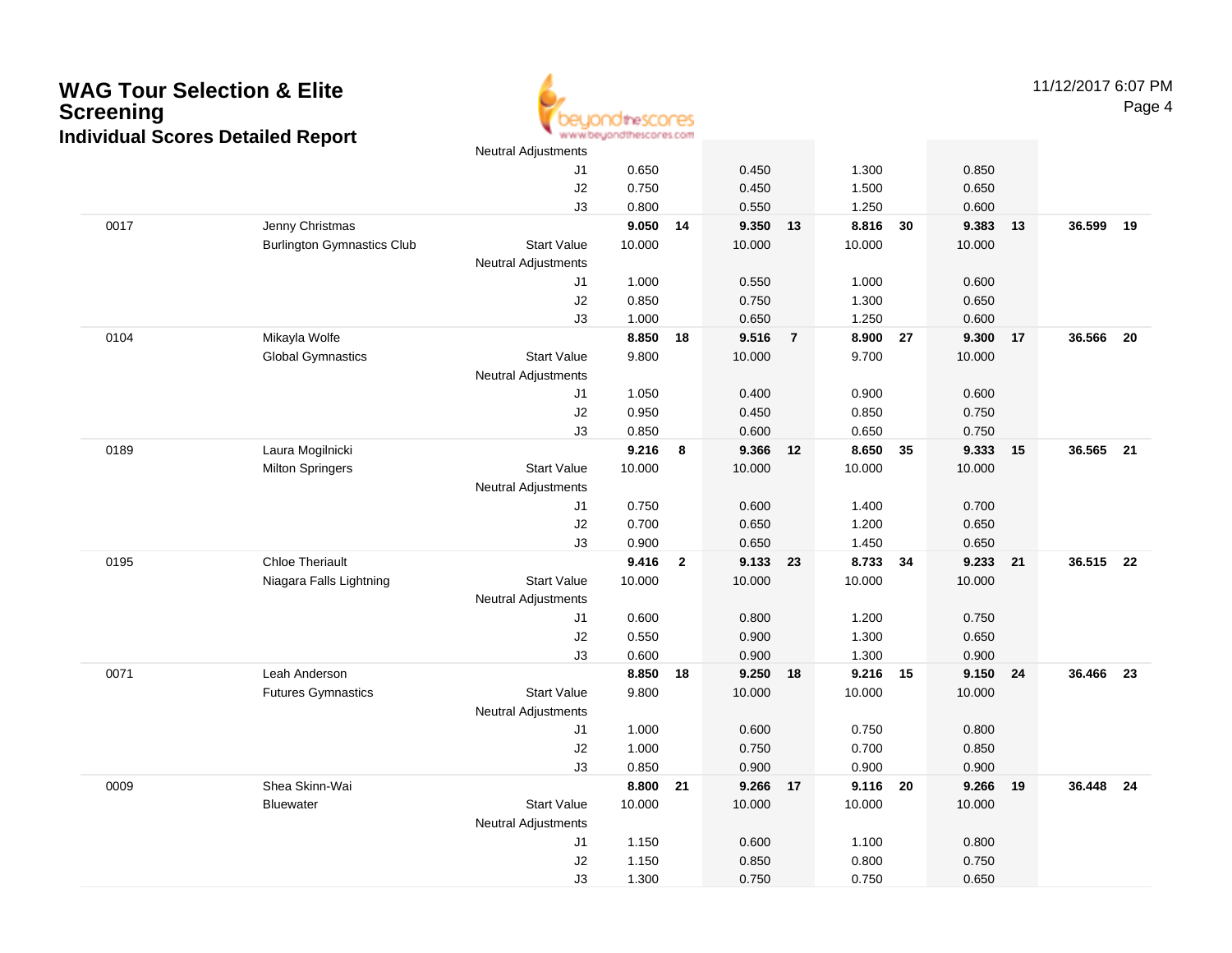# WAG Tour Selection & Elite Screening

## Individual Scores Detailed Report

11/12/2017 6:07 PM

| # | Name / Club | | Vault | Rank | Bars | Rank | Beam | Rank | Floor | Rank | AA | Rank |
|---|---|---|---|---|---|---|---|---|---|---|---|---|
| | | Neutral Adjustments | | | | | | | | | | |
| | | J1 | 0.650 | | 0.450 | | 1.300 | | 0.850 | | | |
| | | J2 | 0.750 | | 0.450 | | 1.500 | | 0.650 | | | |
| | | J3 | 0.800 | | 0.550 | | 1.250 | | 0.600 | | | |
| 0017 | Jenny Christmas | | **9.050** | **14** | **9.350** | **13** | **8.816** | **30** | **9.383** | **13** | **36.599** | **19** |
| | Burlington Gymnastics Club | Start Value | 10.000 | | 10.000 | | 10.000 | | 10.000 | | | |
| | | Neutral Adjustments | | | | | | | | | | |
| | | J1 | 1.000 | | 0.550 | | 1.000 | | 0.600 | | | |
| | | J2 | 0.850 | | 0.750 | | 1.300 | | 0.650 | | | |
| | | J3 | 1.000 | | 0.650 | | 1.250 | | 0.600 | | | |
| 0104 | Mikayla Wolfe | | **8.850** | **18** | **9.516** | **7** | **8.900** | **27** | **9.300** | **17** | **36.566** | **20** |
| | Global Gymnastics | Start Value | 9.800 | | 10.000 | | 9.700 | | 10.000 | | | |
| | | Neutral Adjustments | | | | | | | | | | |
| | | J1 | 1.050 | | 0.400 | | 0.900 | | 0.600 | | | |
| | | J2 | 0.950 | | 0.450 | | 0.850 | | 0.750 | | | |
| | | J3 | 0.850 | | 0.600 | | 0.650 | | 0.750 | | | |
| 0189 | Laura Mogilnicki | | **9.216** | **8** | **9.366** | **12** | **8.650** | **35** | **9.333** | **15** | **36.565** | **21** |
| | Milton Springers | Start Value | 10.000 | | 10.000 | | 10.000 | | 10.000 | | | |
| | | Neutral Adjustments | | | | | | | | | | |
| | | J1 | 0.750 | | 0.600 | | 1.400 | | 0.700 | | | |
| | | J2 | 0.700 | | 0.650 | | 1.200 | | 0.650 | | | |
| | | J3 | 0.900 | | 0.650 | | 1.450 | | 0.650 | | | |
| 0195 | Chloe Theriault | | **9.416** | **2** | **9.133** | **23** | **8.733** | **34** | **9.233** | **21** | **36.515** | **22** |
| | Niagara Falls Lightning | Start Value | 10.000 | | 10.000 | | 10.000 | | 10.000 | | | |
| | | Neutral Adjustments | | | | | | | | | | |
| | | J1 | 0.600 | | 0.800 | | 1.200 | | 0.750 | | | |
| | | J2 | 0.550 | | 0.900 | | 1.300 | | 0.650 | | | |
| | | J3 | 0.600 | | 0.900 | | 1.300 | | 0.900 | | | |
| 0071 | Leah Anderson | | **8.850** | **18** | **9.250** | **18** | **9.216** | **15** | **9.150** | **24** | **36.466** | **23** |
| | Futures Gymnastics | Start Value | 9.800 | | 10.000 | | 10.000 | | 10.000 | | | |
| | | Neutral Adjustments | | | | | | | | | | |
| | | J1 | 1.000 | | 0.600 | | 0.750 | | 0.800 | | | |
| | | J2 | 1.000 | | 0.750 | | 0.700 | | 0.850 | | | |
| | | J3 | 0.850 | | 0.900 | | 0.900 | | 0.900 | | | |
| 0009 | Shea Skinn-Wai | | **8.800** | **21** | **9.266** | **17** | **9.116** | **20** | **9.266** | **19** | **36.448** | **24** |
| | Bluewater | Start Value | 10.000 | | 10.000 | | 10.000 | | 10.000 | | | |
| | | Neutral Adjustments | | | | | | | | | | |
| | | J1 | 1.150 | | 0.600 | | 1.100 | | 0.800 | | | |
| | | J2 | 1.150 | | 0.850 | | 0.800 | | 0.750 | | | |
| | | J3 | 1.300 | | 0.750 | | 0.750 | | 0.650 | | | |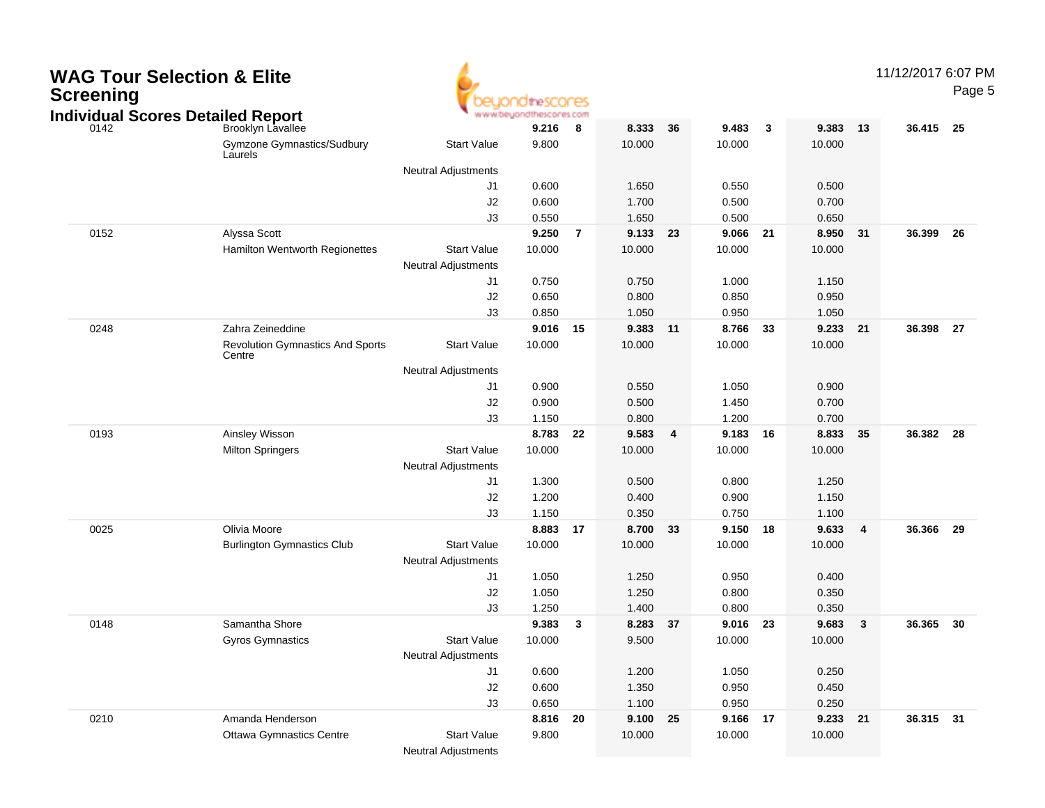# WAG Tour Selection & Elite Screening

## Individual Scores Detailed Report

11/12/2017 6:07 PM

| # | Name / Club | | Vault | Rank | Bars | Rank | Beam | Rank | Floor | Rank | AA | Rank |
|---|---|---|---|---|---|---|---|---|---|---|---|---|
| 0142 | Brooklyn Lavallee | | 9.216 | 8 | 8.333 | 36 | 9.483 | 3 | 9.383 | 13 | 36.415 | 25 |
| | Gymzone Gymnastics/Sudbury Laurels | Start Value | 9.800 | | 10.000 | | 10.000 | | 10.000 | | | |
| | | Neutral Adjustments | | | | | | | | | | |
| | | J1 | 0.600 | | 1.650 | | 0.550 | | 0.500 | | | |
| | | J2 | 0.600 | | 1.700 | | 0.500 | | 0.700 | | | |
| | | J3 | 0.550 | | 1.650 | | 0.500 | | 0.650 | | | |
| 0152 | Alyssa Scott | | 9.250 | 7 | 9.133 | 23 | 9.066 | 21 | 8.950 | 31 | 36.399 | 26 |
| | Hamilton Wentworth Regionettes | Start Value | 10.000 | | 10.000 | | 10.000 | | 10.000 | | | |
| | | Neutral Adjustments | | | | | | | | | | |
| | | J1 | 0.750 | | 0.750 | | 1.000 | | 1.150 | | | |
| | | J2 | 0.650 | | 0.800 | | 0.850 | | 0.950 | | | |
| | | J3 | 0.850 | | 1.050 | | 0.950 | | 1.050 | | | |
| 0248 | Zahra Zeineddine | | 9.016 | 15 | 9.383 | 11 | 8.766 | 33 | 9.233 | 21 | 36.398 | 27 |
| | Revolution Gymnastics And Sports Centre | Start Value | 10.000 | | 10.000 | | 10.000 | | 10.000 | | | |
| | | Neutral Adjustments | | | | | | | | | | |
| | | J1 | 0.900 | | 0.550 | | 1.050 | | 0.900 | | | |
| | | J2 | 0.900 | | 0.500 | | 1.450 | | 0.700 | | | |
| | | J3 | 1.150 | | 0.800 | | 1.200 | | 0.700 | | | |
| 0193 | Ainsley Wisson | | 8.783 | 22 | 9.583 | 4 | 9.183 | 16 | 8.833 | 35 | 36.382 | 28 |
| | Milton Springers | Start Value | 10.000 | | 10.000 | | 10.000 | | 10.000 | | | |
| | | Neutral Adjustments | | | | | | | | | | |
| | | J1 | 1.300 | | 0.500 | | 0.800 | | 1.250 | | | |
| | | J2 | 1.200 | | 0.400 | | 0.900 | | 1.150 | | | |
| | | J3 | 1.150 | | 0.350 | | 0.750 | | 1.100 | | | |
| 0025 | Olivia Moore | | 8.883 | 17 | 8.700 | 33 | 9.150 | 18 | 9.633 | 4 | 36.366 | 29 |
| | Burlington Gymnastics Club | Start Value | 10.000 | | 10.000 | | 10.000 | | 10.000 | | | |
| | | Neutral Adjustments | | | | | | | | | | |
| | | J1 | 1.050 | | 1.250 | | 0.950 | | 0.400 | | | |
| | | J2 | 1.050 | | 1.250 | | 0.800 | | 0.350 | | | |
| | | J3 | 1.250 | | 1.400 | | 0.800 | | 0.350 | | | |
| 0148 | Samantha Shore | | 9.383 | 3 | 8.283 | 37 | 9.016 | 23 | 9.683 | 3 | 36.365 | 30 |
| | Gyros Gymnastics | Start Value | 10.000 | | 9.500 | | 10.000 | | 10.000 | | | |
| | | Neutral Adjustments | | | | | | | | | | |
| | | J1 | 0.600 | | 1.200 | | 1.050 | | 0.250 | | | |
| | | J2 | 0.600 | | 1.350 | | 0.950 | | 0.450 | | | |
| | | J3 | 0.650 | | 1.100 | | 0.950 | | 0.250 | | | |
| 0210 | Amanda Henderson | | 8.816 | 20 | 9.100 | 25 | 9.166 | 17 | 9.233 | 21 | 36.315 | 31 |
| | Ottawa Gymnastics Centre | Start Value | 9.800 | | 10.000 | | 10.000 | | 10.000 | | | |
| | | Neutral Adjustments | | | | | | | | | | |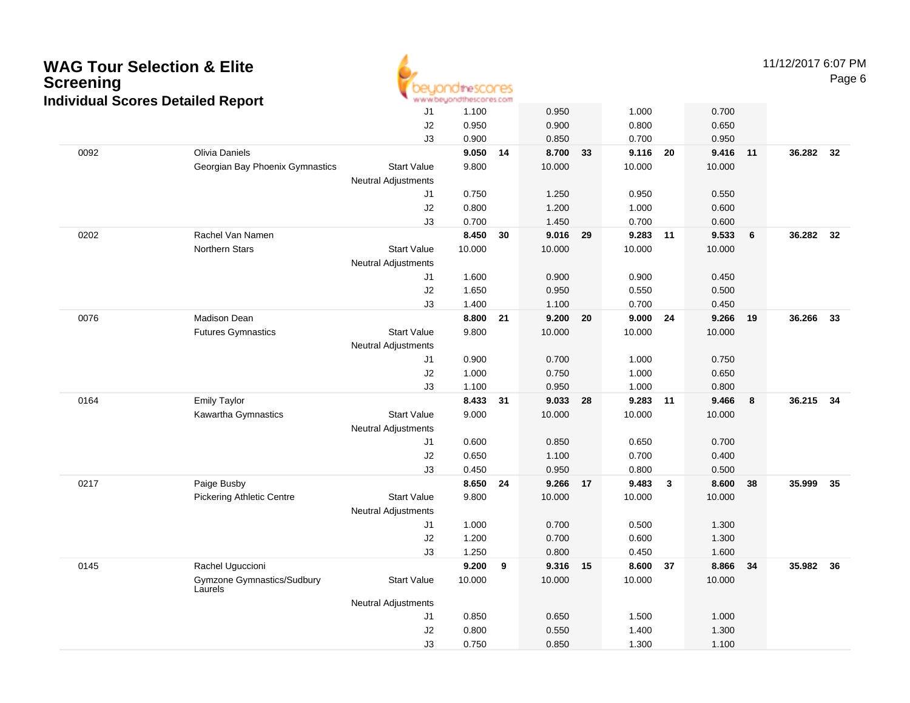# WAG Tour Selection & Elite Screening

## Individual Scores Detailed Report

11/12/2017 6:07 PM

| | | | Vault | Rank | Bars | Rank | Beam | Rank | Floor | Rank | AA | Rank |
|---|---|---|---|---|---|---|---|---|---|---|---|---|
| | | J1 | 1.100 | | 0.950 | | 1.000 | | 0.700 | | | |
| | | J2 | 0.950 | | 0.900 | | 0.800 | | 0.650 | | | |
| | | J3 | 0.900 | | 0.850 | | 0.700 | | 0.950 | | | |
| 0092 | Olivia Daniels | | **9.050** | **14** | **8.700** | **33** | **9.116** | **20** | **9.416** | **11** | **36.282** | **32** |
| | Georgian Bay Phoenix Gymnastics | Start Value | 9.800 | | 10.000 | | 10.000 | | 10.000 | | | |
| | | Neutral Adjustments | | | | | | | | | | |
| | | J1 | 0.750 | | 1.250 | | 0.950 | | 0.550 | | | |
| | | J2 | 0.800 | | 1.200 | | 1.000 | | 0.600 | | | |
| | | J3 | 0.700 | | 1.450 | | 0.700 | | 0.600 | | | |
| 0202 | Rachel Van Namen | | **8.450** | **30** | **9.016** | **29** | **9.283** | **11** | **9.533** | **6** | **36.282** | **32** |
| | Northern Stars | Start Value | 10.000 | | 10.000 | | 10.000 | | 10.000 | | | |
| | | Neutral Adjustments | | | | | | | | | | |
| | | J1 | 1.600 | | 0.900 | | 0.900 | | 0.450 | | | |
| | | J2 | 1.650 | | 0.950 | | 0.550 | | 0.500 | | | |
| | | J3 | 1.400 | | 1.100 | | 0.700 | | 0.450 | | | |
| 0076 | Madison Dean | | **8.800** | **21** | **9.200** | **20** | **9.000** | **24** | **9.266** | **19** | **36.266** | **33** |
| | Futures Gymnastics | Start Value | 9.800 | | 10.000 | | 10.000 | | 10.000 | | | |
| | | Neutral Adjustments | | | | | | | | | | |
| | | J1 | 0.900 | | 0.700 | | 1.000 | | 0.750 | | | |
| | | J2 | 1.000 | | 0.750 | | 1.000 | | 0.650 | | | |
| | | J3 | 1.100 | | 0.950 | | 1.000 | | 0.800 | | | |
| 0164 | Emily Taylor | | **8.433** | **31** | **9.033** | **28** | **9.283** | **11** | **9.466** | **8** | **36.215** | **34** |
| | Kawartha Gymnastics | Start Value | 9.000 | | 10.000 | | 10.000 | | 10.000 | | | |
| | | Neutral Adjustments | | | | | | | | | | |
| | | J1 | 0.600 | | 0.850 | | 0.650 | | 0.700 | | | |
| | | J2 | 0.650 | | 1.100 | | 0.700 | | 0.400 | | | |
| | | J3 | 0.450 | | 0.950 | | 0.800 | | 0.500 | | | |
| 0217 | Paige Busby | | **8.650** | **24** | **9.266** | **17** | **9.483** | **3** | **8.600** | **38** | **35.999** | **35** |
| | Pickering Athletic Centre | Start Value | 9.800 | | 10.000 | | 10.000 | | 10.000 | | | |
| | | Neutral Adjustments | | | | | | | | | | |
| | | J1 | 1.000 | | 0.700 | | 0.500 | | 1.300 | | | |
| | | J2 | 1.200 | | 0.700 | | 0.600 | | 1.300 | | | |
| | | J3 | 1.250 | | 0.800 | | 0.450 | | 1.600 | | | |
| 0145 | Rachel Uguccioni | | **9.200** | **9** | **9.316** | **15** | **8.600** | **37** | **8.866** | **34** | **35.982** | **36** |
| | Gymzone Gymnastics/Sudbury Laurels | Start Value | 10.000 | | 10.000 | | 10.000 | | 10.000 | | | |
| | | Neutral Adjustments | | | | | | | | | | |
| | | J1 | 0.850 | | 0.650 | | 1.500 | | 1.000 | | | |
| | | J2 | 0.800 | | 0.550 | | 1.400 | | 1.300 | | | |
| | | J3 | 0.750 | | 0.850 | | 1.300 | | 1.100 | | | |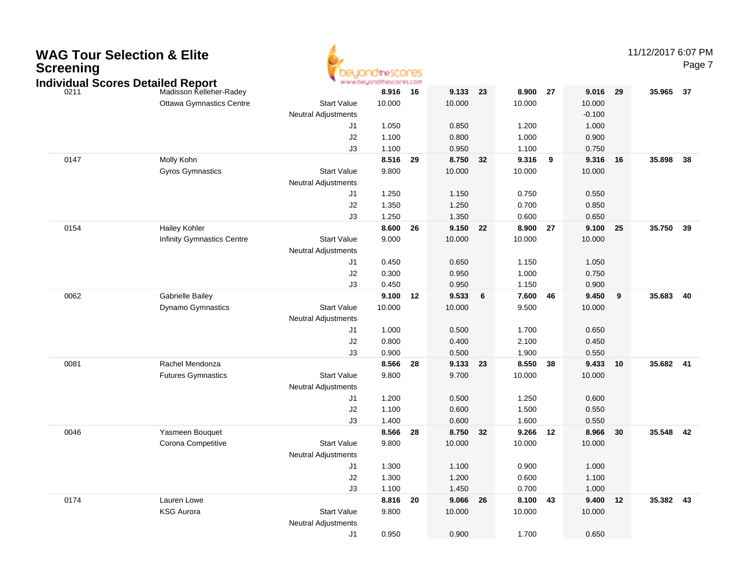# WAG Tour Selection & Elite Screening

## Individual Scores Detailed Report

| # | Name / Club | | Vault | Rank | Bars | Rank | Beam | Rank | Floor | Rank | AA | Rank |
|---|---|---|---|---|---|---|---|---|---|---|---|---|
| 0211 | Madisson Kelleher-Radey | | **8.916** | **16** | **9.133** | **23** | **8.900** | **27** | **9.016** | **29** | **35.965** | **37** |
| | Ottawa Gymnastics Centre | Start Value | 10.000 | | 10.000 | | 10.000 | | 10.000 | | | |
| | | Neutral Adjustments | | | | | | | -0.100 | | | |
| | | J1 | 1.050 | | 0.850 | | 1.200 | | 1.000 | | | |
| | | J2 | 1.100 | | 0.800 | | 1.000 | | 0.900 | | | |
| | | J3 | 1.100 | | 0.950 | | 1.100 | | 0.750 | | | |
| 0147 | Molly Kohn | | **8.516** | **29** | **8.750** | **32** | **9.316** | **9** | **9.316** | **16** | **35.898** | **38** |
| | Gyros Gymnastics | Start Value | 9.800 | | 10.000 | | 10.000 | | 10.000 | | | |
| | | Neutral Adjustments | | | | | | | | | | |
| | | J1 | 1.250 | | 1.150 | | 0.750 | | 0.550 | | | |
| | | J2 | 1.350 | | 1.250 | | 0.700 | | 0.850 | | | |
| | | J3 | 1.250 | | 1.350 | | 0.600 | | 0.650 | | | |
| 0154 | Hailey Kohler | | **8.600** | **26** | **9.150** | **22** | **8.900** | **27** | **9.100** | **25** | **35.750** | **39** |
| | Infinity Gymnastics Centre | Start Value | 9.000 | | 10.000 | | 10.000 | | 10.000 | | | |
| | | Neutral Adjustments | | | | | | | | | | |
| | | J1 | 0.450 | | 0.650 | | 1.150 | | 1.050 | | | |
| | | J2 | 0.300 | | 0.950 | | 1.000 | | 0.750 | | | |
| | | J3 | 0.450 | | 0.950 | | 1.150 | | 0.900 | | | |
| 0062 | Gabrielle Bailey | | **9.100** | **12** | **9.533** | **6** | **7.600** | **46** | **9.450** | **9** | **35.683** | **40** |
| | Dynamo Gymnastics | Start Value | 10.000 | | 10.000 | | 9.500 | | 10.000 | | | |
| | | Neutral Adjustments | | | | | | | | | | |
| | | J1 | 1.000 | | 0.500 | | 1.700 | | 0.650 | | | |
| | | J2 | 0.800 | | 0.400 | | 2.100 | | 0.450 | | | |
| | | J3 | 0.900 | | 0.500 | | 1.900 | | 0.550 | | | |
| 0081 | Rachel Mendonza | | **8.566** | **28** | **9.133** | **23** | **8.550** | **38** | **9.433** | **10** | **35.682** | **41** |
| | Futures Gymnastics | Start Value | 9.800 | | 9.700 | | 10.000 | | 10.000 | | | |
| | | Neutral Adjustments | | | | | | | | | | |
| | | J1 | 1.200 | | 0.500 | | 1.250 | | 0.600 | | | |
| | | J2 | 1.100 | | 0.600 | | 1.500 | | 0.550 | | | |
| | | J3 | 1.400 | | 0.600 | | 1.600 | | 0.550 | | | |
| 0046 | Yasmeen Bouquet | | **8.566** | **28** | **8.750** | **32** | **9.266** | **12** | **8.966** | **30** | **35.548** | **42** |
| | Corona Competitive | Start Value | 9.800 | | 10.000 | | 10.000 | | 10.000 | | | |
| | | Neutral Adjustments | | | | | | | | | | |
| | | J1 | 1.300 | | 1.100 | | 0.900 | | 1.000 | | | |
| | | J2 | 1.300 | | 1.200 | | 0.600 | | 1.100 | | | |
| | | J3 | 1.100 | | 1.450 | | 0.700 | | 1.000 | | | |
| 0174 | Lauren Lowe | | **8.816** | **20** | **9.066** | **26** | **8.100** | **43** | **9.400** | **12** | **35.382** | **43** |
| | KSG Aurora | Start Value | 9.800 | | 10.000 | | 10.000 | | 10.000 | | | |
| | | Neutral Adjustments | | | | | | | | | | |
| | | J1 | 0.950 | | 0.900 | | 1.700 | | 0.650 | | | |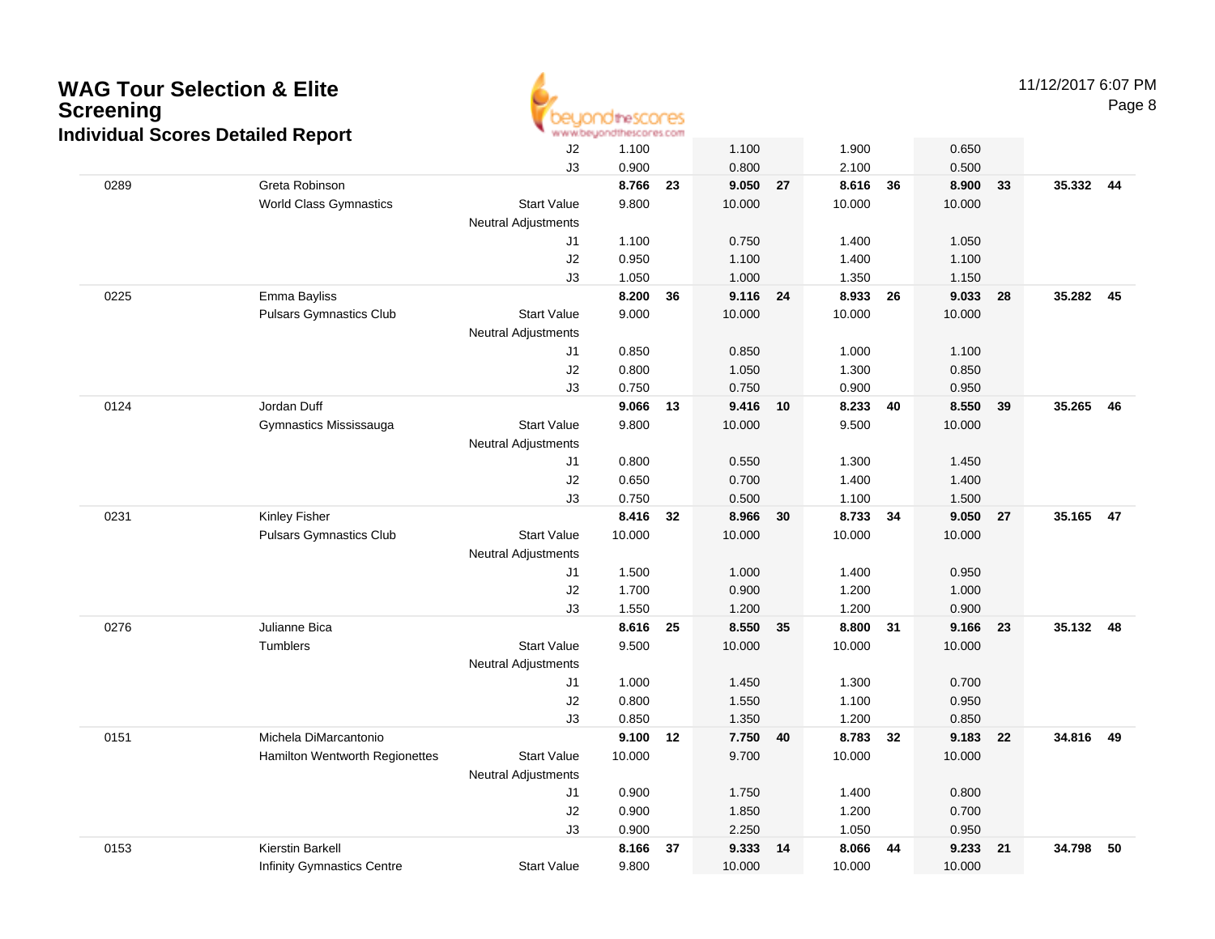# WAG Tour Selection & Elite Screening

## Individual Scores Detailed Report

11/12/2017 6:07 PM

| | | | | | | | | | | | | |
|---|---|---|---|---|---|---|---|---|---|---|---|---|
| | | J2 | 1.100 | | 1.100 | | 1.900 | | 0.650 | | | |
| | | J3 | 0.900 | | 0.800 | | 2.100 | | 0.500 | | | |
| 0289 | Greta Robinson | | **8.766** | **23** | **9.050** | **27** | **8.616** | **36** | **8.900** | **33** | **35.332** | **44** |
| | World Class Gymnastics | Start Value | 9.800 | | 10.000 | | 10.000 | | 10.000 | | | |
| | | Neutral Adjustments | | | | | | | | | | |
| | | J1 | 1.100 | | 0.750 | | 1.400 | | 1.050 | | | |
| | | J2 | 0.950 | | 1.100 | | 1.400 | | 1.100 | | | |
| | | J3 | 1.050 | | 1.000 | | 1.350 | | 1.150 | | | |
| 0225 | Emma Bayliss | | **8.200** | **36** | **9.116** | **24** | **8.933** | **26** | **9.033** | **28** | **35.282** | **45** |
| | Pulsars Gymnastics Club | Start Value | 9.000 | | 10.000 | | 10.000 | | 10.000 | | | |
| | | Neutral Adjustments | | | | | | | | | | |
| | | J1 | 0.850 | | 0.850 | | 1.000 | | 1.100 | | | |
| | | J2 | 0.800 | | 1.050 | | 1.300 | | 0.850 | | | |
| | | J3 | 0.750 | | 0.750 | | 0.900 | | 0.950 | | | |
| 0124 | Jordan Duff | | **9.066** | **13** | **9.416** | **10** | **8.233** | **40** | **8.550** | **39** | **35.265** | **46** |
| | Gymnastics Mississauga | Start Value | 9.800 | | 10.000 | | 9.500 | | 10.000 | | | |
| | | Neutral Adjustments | | | | | | | | | | |
| | | J1 | 0.800 | | 0.550 | | 1.300 | | 1.450 | | | |
| | | J2 | 0.650 | | 0.700 | | 1.400 | | 1.400 | | | |
| | | J3 | 0.750 | | 0.500 | | 1.100 | | 1.500 | | | |
| 0231 | Kinley Fisher | | **8.416** | **32** | **8.966** | **30** | **8.733** | **34** | **9.050** | **27** | **35.165** | **47** |
| | Pulsars Gymnastics Club | Start Value | 10.000 | | 10.000 | | 10.000 | | 10.000 | | | |
| | | Neutral Adjustments | | | | | | | | | | |
| | | J1 | 1.500 | | 1.000 | | 1.400 | | 0.950 | | | |
| | | J2 | 1.700 | | 0.900 | | 1.200 | | 1.000 | | | |
| | | J3 | 1.550 | | 1.200 | | 1.200 | | 0.900 | | | |
| 0276 | Julianne Bica | | **8.616** | **25** | **8.550** | **35** | **8.800** | **31** | **9.166** | **23** | **35.132** | **48** |
| | Tumblers | Start Value | 9.500 | | 10.000 | | 10.000 | | 10.000 | | | |
| | | Neutral Adjustments | | | | | | | | | | |
| | | J1 | 1.000 | | 1.450 | | 1.300 | | 0.700 | | | |
| | | J2 | 0.800 | | 1.550 | | 1.100 | | 0.950 | | | |
| | | J3 | 0.850 | | 1.350 | | 1.200 | | 0.850 | | | |
| 0151 | Michela DiMarcantonio | | **9.100** | **12** | **7.750** | **40** | **8.783** | **32** | **9.183** | **22** | **34.816** | **49** |
| | Hamilton Wentworth Regionettes | Start Value | 10.000 | | 9.700 | | 10.000 | | 10.000 | | | |
| | | Neutral Adjustments | | | | | | | | | | |
| | | J1 | 0.900 | | 1.750 | | 1.400 | | 0.800 | | | |
| | | J2 | 0.900 | | 1.850 | | 1.200 | | 0.700 | | | |
| | | J3 | 0.900 | | 2.250 | | 1.050 | | 0.950 | | | |
| 0153 | Kierstin Barkell | | **8.166** | **37** | **9.333** | **14** | **8.066** | **44** | **9.233** | **21** | **34.798** | **50** |
| | Infinity Gymnastics Centre | Start Value | 9.800 | | 10.000 | | 10.000 | | 10.000 | | | |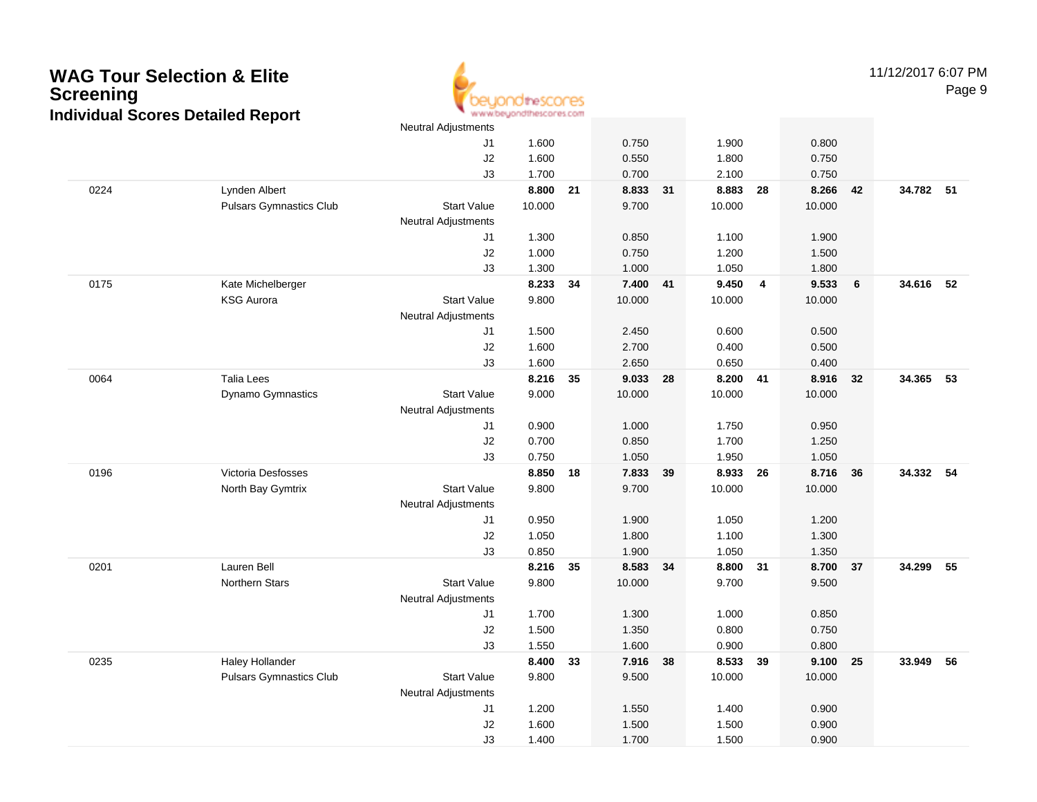# WAG Tour Selection & Elite Screening

## Individual Scores Detailed Report

| | | | | | | | | | | | | |
|---|---|---|---|---|---|---|---|---|---|---|---|---|
| | | Neutral Adjustments | | | | | | | | | | |
| | | J1 | 1.600 | | 0.750 | | 1.900 | | 0.800 | | | |
| | | J2 | 1.600 | | 0.550 | | 1.800 | | 0.750 | | | |
| | | J3 | 1.700 | | 0.700 | | 2.100 | | 0.750 | | | |
| 0224 | Lynden Albert | | **8.800** | **21** | **8.833** | **31** | **8.883** | **28** | **8.266** | **42** | **34.782** | **51** |
| | Pulsars Gymnastics Club | Start Value | 10.000 | | 9.700 | | 10.000 | | 10.000 | | | |
| | | Neutral Adjustments | | | | | | | | | | |
| | | J1 | 1.300 | | 0.850 | | 1.100 | | 1.900 | | | |
| | | J2 | 1.000 | | 0.750 | | 1.200 | | 1.500 | | | |
| | | J3 | 1.300 | | 1.000 | | 1.050 | | 1.800 | | | |
| 0175 | Kate Michelberger | | **8.233** | **34** | **7.400** | **41** | **9.450** | **4** | **9.533** | **6** | **34.616** | **52** |
| | KSG Aurora | Start Value | 9.800 | | 10.000 | | 10.000 | | 10.000 | | | |
| | | Neutral Adjustments | | | | | | | | | | |
| | | J1 | 1.500 | | 2.450 | | 0.600 | | 0.500 | | | |
| | | J2 | 1.600 | | 2.700 | | 0.400 | | 0.500 | | | |
| | | J3 | 1.600 | | 2.650 | | 0.650 | | 0.400 | | | |
| 0064 | Talia Lees | | **8.216** | **35** | **9.033** | **28** | **8.200** | **41** | **8.916** | **32** | **34.365** | **53** |
| | Dynamo Gymnastics | Start Value | 9.000 | | 10.000 | | 10.000 | | 10.000 | | | |
| | | Neutral Adjustments | | | | | | | | | | |
| | | J1 | 0.900 | | 1.000 | | 1.750 | | 0.950 | | | |
| | | J2 | 0.700 | | 0.850 | | 1.700 | | 1.250 | | | |
| | | J3 | 0.750 | | 1.050 | | 1.950 | | 1.050 | | | |
| 0196 | Victoria Desfosses | | **8.850** | **18** | **7.833** | **39** | **8.933** | **26** | **8.716** | **36** | **34.332** | **54** |
| | North Bay Gymtrix | Start Value | 9.800 | | 9.700 | | 10.000 | | 10.000 | | | |
| | | Neutral Adjustments | | | | | | | | | | |
| | | J1 | 0.950 | | 1.900 | | 1.050 | | 1.200 | | | |
| | | J2 | 1.050 | | 1.800 | | 1.100 | | 1.300 | | | |
| | | J3 | 0.850 | | 1.900 | | 1.050 | | 1.350 | | | |
| 0201 | Lauren Bell | | **8.216** | **35** | **8.583** | **34** | **8.800** | **31** | **8.700** | **37** | **34.299** | **55** |
| | Northern Stars | Start Value | 9.800 | | 10.000 | | 9.700 | | 9.500 | | | |
| | | Neutral Adjustments | | | | | | | | | | |
| | | J1 | 1.700 | | 1.300 | | 1.000 | | 0.850 | | | |
| | | J2 | 1.500 | | 1.350 | | 0.800 | | 0.750 | | | |
| | | J3 | 1.550 | | 1.600 | | 0.900 | | 0.800 | | | |
| 0235 | Haley Hollander | | **8.400** | **33** | **7.916** | **38** | **8.533** | **39** | **9.100** | **25** | **33.949** | **56** |
| | Pulsars Gymnastics Club | Start Value | 9.800 | | 9.500 | | 10.000 | | 10.000 | | | |
| | | Neutral Adjustments | | | | | | | | | | |
| | | J1 | 1.200 | | 1.550 | | 1.400 | | 0.900 | | | |
| | | J2 | 1.600 | | 1.500 | | 1.500 | | 0.900 | | | |
| | | J3 | 1.400 | | 1.700 | | 1.500 | | 0.900 | | | |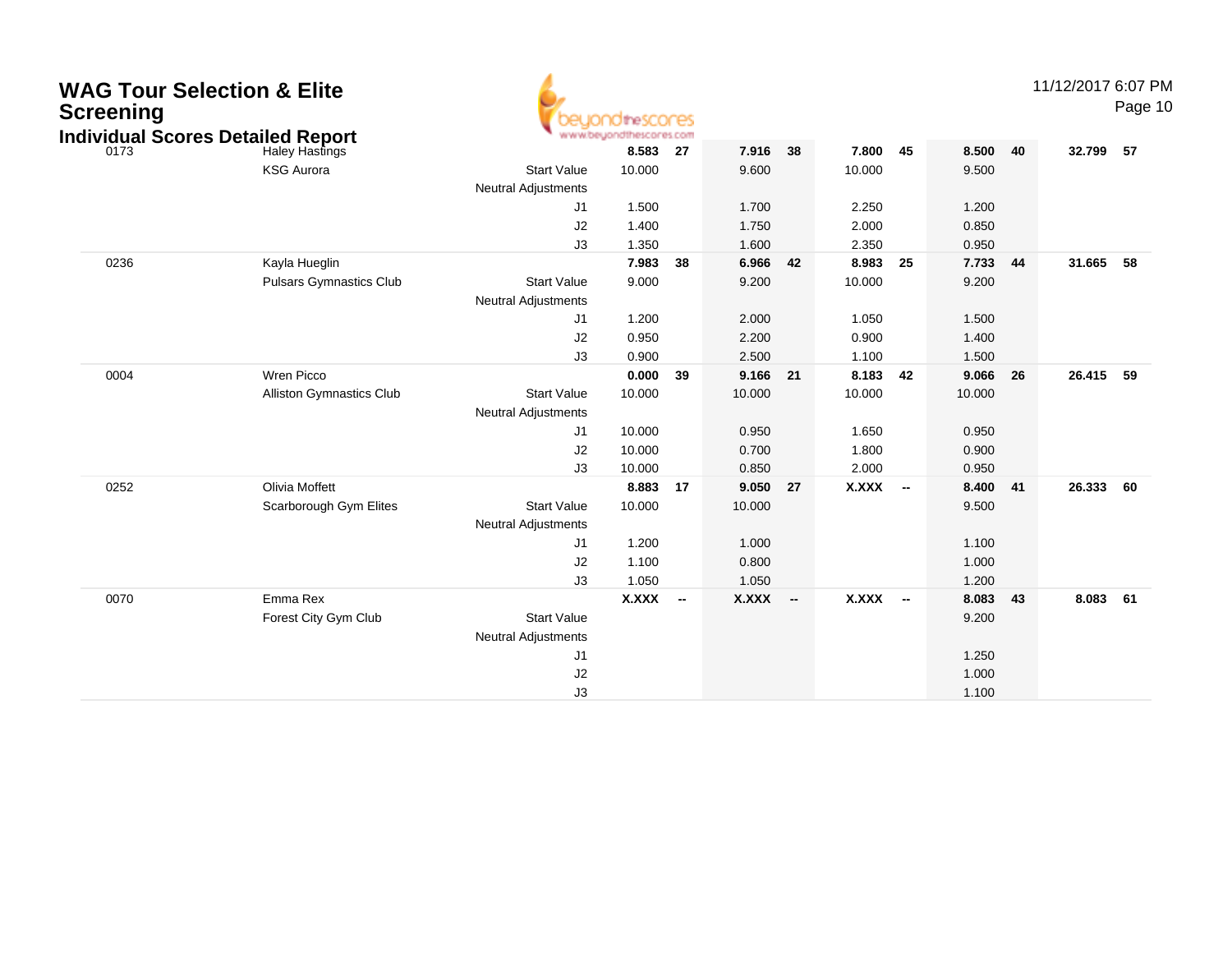# WAG Tour Selection & Elite Screening

## Individual Scores Detailed Report

11/12/2017 6:07 PM

| | | | | | | | | | | | | |
|---|---|---|---|---|---|---|---|---|---|---|---|---|
| 0173 | Haley Hastings | | **8.583** | **27** | **7.916** | **38** | **7.800** | **45** | **8.500** | **40** | **32.799** | **57** |
| | KSG Aurora | Start Value | 10.000 | | 9.600 | | 10.000 | | 9.500 | | | |
| | | Neutral Adjustments | | | | | | | | | | |
| | | J1 | 1.500 | | 1.700 | | 2.250 | | 1.200 | | | |
| | | J2 | 1.400 | | 1.750 | | 2.000 | | 0.850 | | | |
| | | J3 | 1.350 | | 1.600 | | 2.350 | | 0.950 | | | |
| 0236 | Kayla Hueglin | | **7.983** | **38** | **6.966** | **42** | **8.983** | **25** | **7.733** | **44** | **31.665** | **58** |
| | Pulsars Gymnastics Club | Start Value | 9.000 | | 9.200 | | 10.000 | | 9.200 | | | |
| | | Neutral Adjustments | | | | | | | | | | |
| | | J1 | 1.200 | | 2.000 | | 1.050 | | 1.500 | | | |
| | | J2 | 0.950 | | 2.200 | | 0.900 | | 1.400 | | | |
| | | J3 | 0.900 | | 2.500 | | 1.100 | | 1.500 | | | |
| 0004 | Wren Picco | | **0.000** | **39** | **9.166** | **21** | **8.183** | **42** | **9.066** | **26** | **26.415** | **59** |
| | Alliston Gymnastics Club | Start Value | 10.000 | | 10.000 | | 10.000 | | 10.000 | | | |
| | | Neutral Adjustments | | | | | | | | | | |
| | | J1 | 10.000 | | 0.950 | | 1.650 | | 0.950 | | | |
| | | J2 | 10.000 | | 0.700 | | 1.800 | | 0.900 | | | |
| | | J3 | 10.000 | | 0.850 | | 2.000 | | 0.950 | | | |
| 0252 | Olivia Moffett | | **8.883** | **17** | **9.050** | **27** | **X.XXX** | **--** | **8.400** | **41** | **26.333** | **60** |
| | Scarborough Gym Elites | Start Value | 10.000 | | 10.000 | | | | 9.500 | | | |
| | | Neutral Adjustments | | | | | | | | | | |
| | | J1 | 1.200 | | 1.000 | | | | 1.100 | | | |
| | | J2 | 1.100 | | 0.800 | | | | 1.000 | | | |
| | | J3 | 1.050 | | 1.050 | | | | 1.200 | | | |
| 0070 | Emma Rex | | **X.XXX** | **--** | **X.XXX** | **--** | **X.XXX** | **--** | **8.083** | **43** | **8.083** | **61** |
| | Forest City Gym Club | Start Value | | | | | | | 9.200 | | | |
| | | Neutral Adjustments | | | | | | | | | | |
| | | J1 | | | | | | | 1.250 | | | |
| | | J2 | | | | | | | 1.000 | | | |
| | | J3 | | | | | | | 1.100 | | | |